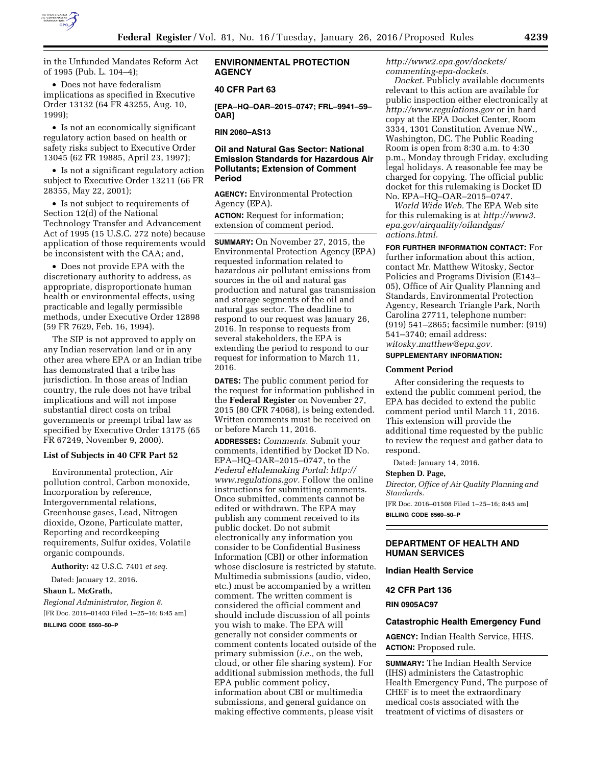in the Unfunded Mandates Reform Act of 1995 (Pub. L. 104–4);

- Does not have federalism implications as specified in Executive Order 13132 (64 FR 43255, Aug. 10, 1999);
- Is not an economically significant regulatory action based on health or safety risks subject to Executive Order 13045 (62 FR 19885, April 23, 1997);
- Is not a significant regulatory action subject to Executive Order 13211 (66 FR 28355, May 22, 2001);
- Is not subject to requirements of Section 12(d) of the National Technology Transfer and Advancement Act of 1995 (15 U.S.C. 272 note) because application of those requirements would be inconsistent with the CAA; and,
- Does not provide EPA with the discretionary authority to address, as appropriate, disproportionate human health or environmental effects, using practicable and legally permissible methods, under Executive Order 12898 (59 FR 7629, Feb. 16, 1994).

The SIP is not approved to apply on any Indian reservation land or in any other area where EPA or an Indian tribe has demonstrated that a tribe has jurisdiction. In those areas of Indian country, the rule does not have tribal implications and will not impose substantial direct costs on tribal governments or preempt tribal law as specified by Executive Order 13175 (65 FR 67249, November 9, 2000).

### List of Subjects in 40 CFR Part 52

Environmental protection, Air pollution control, Carbon monoxide, Incorporation by reference, Intergovernmental relations, Greenhouse gases, Lead, Nitrogen dioxide, Ozone, Particulate matter, Reporting and recordkeeping requirements, Sulfur oxides, Volatile organic compounds.

**Authority:** 42 U.S.C. 7401 *et seq.*

Dated: January 12, 2016.

**Shaun L. McGrath,**

*Regional Administrator, Region 8.*

[FR Doc. 2016–01403 Filed 1–25–16; 8:45 am]

**BILLING CODE 6560–50–P**

## ENVIRONMENTAL PROTECTION AGENCY

### 40 CFR Part 63

**[EPA–HQ–OAR–2015–0747; FRL–9941–59–OAR]**

**RIN 2060–AS13**

### Oil and Natural Gas Sector: National Emission Standards for Hazardous Air Pollutants; Extension of Comment Period

**AGENCY:** Environmental Protection Agency (EPA).

**ACTION:** Request for information; extension of comment period.

**SUMMARY:** On November 27, 2015, the Environmental Protection Agency (EPA) requested information related to hazardous air pollutant emissions from sources in the oil and natural gas production and natural gas transmission and storage segments of the oil and natural gas sector. The deadline to respond to our request was January 26, 2016. In response to requests from several stakeholders, the EPA is extending the period to respond to our request for information to March 11, 2016.

**DATES:** The public comment period for the request for information published in the **Federal Register** on November 27, 2015 (80 CFR 74068), is being extended. Written comments must be received on or before March 11, 2016.

**ADDRESSES:** *Comments.* Submit your comments, identified by Docket ID No. EPA–HQ–OAR–2015–0747, to the *Federal eRulemaking Portal: http://www.regulations.gov.* Follow the online instructions for submitting comments. Once submitted, comments cannot be edited or withdrawn. The EPA may publish any comment received to its public docket. Do not submit electronically any information you consider to be Confidential Business Information (CBI) or other information whose disclosure is restricted by statute. Multimedia submissions (audio, video, etc.) must be accompanied by a written comment. The written comment is considered the official comment and should include discussion of all points you wish to make. The EPA will generally not consider comments or comment contents located outside of the primary submission (*i.e.,* on the web, cloud, or other file sharing system). For additional submission methods, the full EPA public comment policy, information about CBI or multimedia submissions, and general guidance on making effective comments, please visit *http://www2.epa.gov/dockets/commenting-epa-dockets.*

*Docket.* Publicly available documents relevant to this action are available for public inspection either electronically at *http://www.regulations.gov* or in hard copy at the EPA Docket Center, Room 3334, 1301 Constitution Avenue NW., Washington, DC. The Public Reading Room is open from 8:30 a.m. to 4:30 p.m., Monday through Friday, excluding legal holidays. A reasonable fee may be charged for copying. The official public docket for this rulemaking is Docket ID No. EPA–HQ–OAR–2015–0747.

*World Wide Web.* The EPA Web site for this rulemaking is at *http://www3.epa.gov/airquality/oilandgas/actions.html.*

**FOR FURTHER INFORMATION CONTACT:** For further information about this action, contact Mr. Matthew Witosky, Sector Policies and Programs Division (E143–05), Office of Air Quality Planning and Standards, Environmental Protection Agency, Research Triangle Park, North Carolina 27711, telephone number: (919) 541–2865; facsimile number: (919) 541–3740; email address: *witosky.matthew@epa.gov.*

**SUPPLEMENTARY INFORMATION:**

### Comment Period

After considering the requests to extend the public comment period, the EPA has decided to extend the public comment period until March 11, 2016. This extension will provide the additional time requested by the public to review the request and gather data to respond.

Dated: January 14, 2016.

**Stephen D. Page,**

*Director, Office of Air Quality Planning and Standards.*

[FR Doc. 2016–01508 Filed 1–25–16; 8:45 am]

**BILLING CODE 6560–50–P**

## DEPARTMENT OF HEALTH AND HUMAN SERVICES

### Indian Health Service

### 42 CFR Part 136

**RIN 0905AC97**

### Catastrophic Health Emergency Fund

**AGENCY:** Indian Health Service, HHS.

**ACTION:** Proposed rule.

**SUMMARY:** The Indian Health Service (IHS) administers the Catastrophic Health Emergency Fund, The purpose of CHEF is to meet the extraordinary medical costs associated with the treatment of victims of disasters or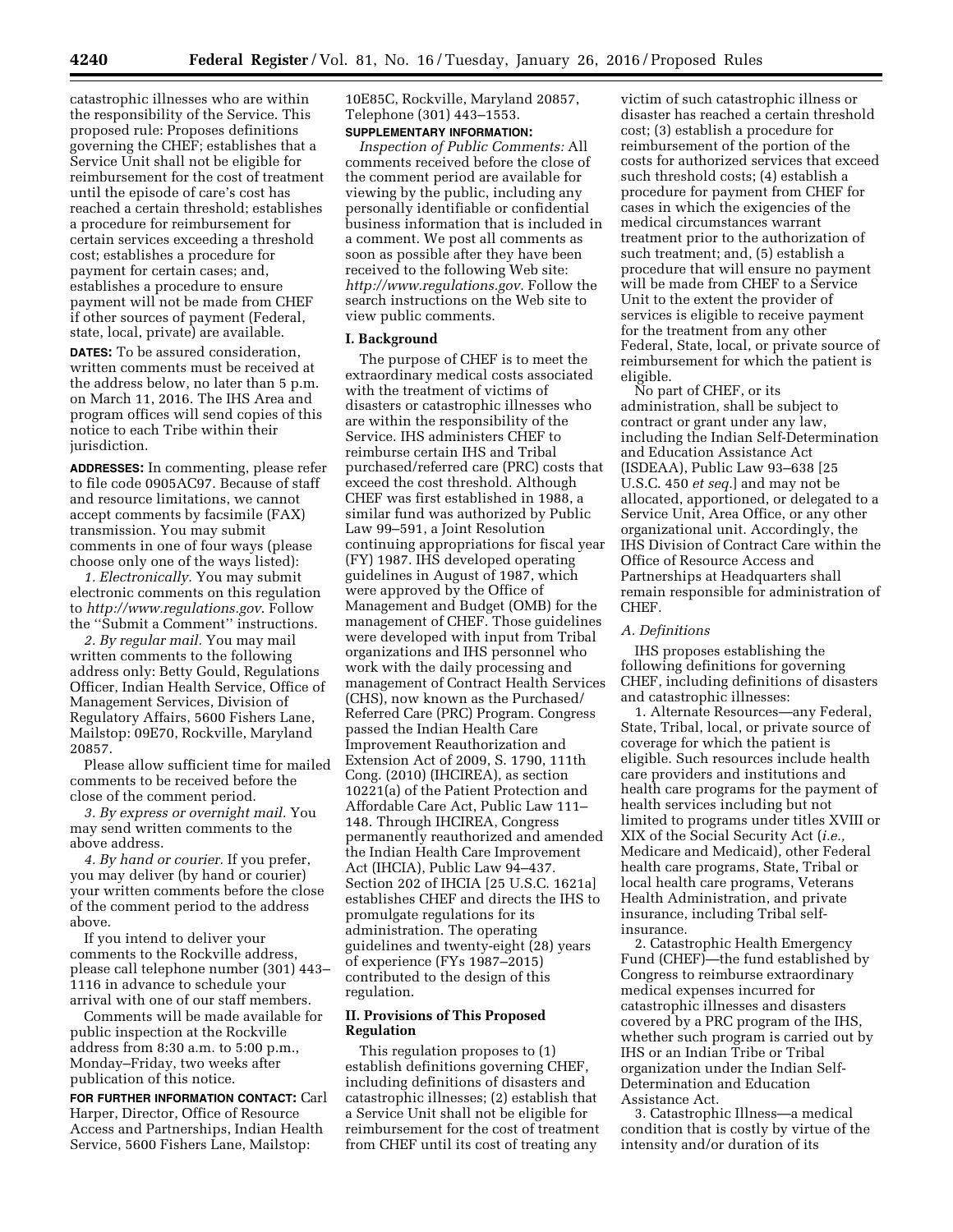catastrophic illnesses who are within the responsibility of the Service. This proposed rule: Proposes definitions governing the CHEF; establishes that a Service Unit shall not be eligible for reimbursement for the cost of treatment until the episode of care's cost has reached a certain threshold; establishes a procedure for reimbursement for certain services exceeding a threshold cost; establishes a procedure for payment for certain cases; and, establishes a procedure to ensure payment will not be made from CHEF if other sources of payment (Federal, state, local, private) are available.

**DATES:** To be assured consideration, written comments must be received at the address below, no later than 5 p.m. on March 11, 2016. The IHS Area and program offices will send copies of this notice to each Tribe within their jurisdiction.

**ADDRESSES:** In commenting, please refer to file code 0905AC97. Because of staff and resource limitations, we cannot accept comments by facsimile (FAX) transmission. You may submit comments in one of four ways (please choose only one of the ways listed):

*1. Electronically.* You may submit electronic comments on this regulation to *http://www.regulations.gov*. Follow the "Submit a Comment" instructions.

*2. By regular mail.* You may mail written comments to the following address only: Betty Gould, Regulations Officer, Indian Health Service, Office of Management Services, Division of Regulatory Affairs, 5600 Fishers Lane, Mailstop: 09E70, Rockville, Maryland 20857.

Please allow sufficient time for mailed comments to be received before the close of the comment period.

*3. By express or overnight mail.* You may send written comments to the above address.

*4. By hand or courier.* If you prefer, you may deliver (by hand or courier) your written comments before the close of the comment period to the address above.

If you intend to deliver your comments to the Rockville address, please call telephone number (301) 443–1116 in advance to schedule your arrival with one of our staff members.

Comments will be made available for public inspection at the Rockville address from 8:30 a.m. to 5:00 p.m., Monday–Friday, two weeks after publication of this notice.

**FOR FURTHER INFORMATION CONTACT:** Carl Harper, Director, Office of Resource Access and Partnerships, Indian Health Service, 5600 Fishers Lane, Mailstop: 10E85C, Rockville, Maryland 20857, Telephone (301) 443–1553.

**SUPPLEMENTARY INFORMATION:**

*Inspection of Public Comments:* All comments received before the close of the comment period are available for viewing by the public, including any personally identifiable or confidential business information that is included in a comment. We post all comments as soon as possible after they have been received to the following Web site: *http://www.regulations.gov*. Follow the search instructions on the Web site to view public comments.

## I. Background

The purpose of CHEF is to meet the extraordinary medical costs associated with the treatment of victims of disasters or catastrophic illnesses who are within the responsibility of the Service. IHS administers CHEF to reimburse certain IHS and Tribal purchased/referred care (PRC) costs that exceed the cost threshold. Although CHEF was first established in 1988, a similar fund was authorized by Public Law 99–591, a Joint Resolution continuing appropriations for fiscal year (FY) 1987. IHS developed operating guidelines in August of 1987, which were approved by the Office of Management and Budget (OMB) for the management of CHEF. Those guidelines were developed with input from Tribal organizations and IHS personnel who work with the daily processing and management of Contract Health Services (CHS), now known as the Purchased/Referred Care (PRC) Program. Congress passed the Indian Health Care Improvement Reauthorization and Extension Act of 2009, S. 1790, 111th Cong. (2010) (IHCIREA), as section 10221(a) of the Patient Protection and Affordable Care Act, Public Law 111–148. Through IHCIREA, Congress permanently reauthorized and amended the Indian Health Care Improvement Act (IHCIA), Public Law 94–437. Section 202 of IHCIA [25 U.S.C. 1621a] establishes CHEF and directs the IHS to promulgate regulations for its administration. The operating guidelines and twenty-eight (28) years of experience (FYs 1987–2015) contributed to the design of this regulation.

## II. Provisions of This Proposed Regulation

This regulation proposes to (1) establish definitions governing CHEF, including definitions of disasters and catastrophic illnesses; (2) establish that a Service Unit shall not be eligible for reimbursement for the cost of treatment from CHEF until its cost of treating any victim of such catastrophic illness or disaster has reached a certain threshold cost; (3) establish a procedure for reimbursement of the portion of the costs for authorized services that exceed such threshold costs; (4) establish a procedure for payment from CHEF for cases in which the exigencies of the medical circumstances warrant treatment prior to the authorization of such treatment; and, (5) establish a procedure that will ensure no payment will be made from CHEF to a Service Unit to the extent the provider of services is eligible to receive payment for the treatment from any other Federal, State, local, or private source of reimbursement for which the patient is eligible.

No part of CHEF, or its administration, shall be subject to contract or grant under any law, including the Indian Self-Determination and Education Assistance Act (ISDEAA), Public Law 93–638 [25 U.S.C. 450 *et seq.*] and may not be allocated, apportioned, or delegated to a Service Unit, Area Office, or any other organizational unit. Accordingly, the IHS Division of Contract Care within the Office of Resource Access and Partnerships at Headquarters shall remain responsible for administration of CHEF.

### *A. Definitions*

IHS proposes establishing the following definitions for governing CHEF, including definitions of disasters and catastrophic illnesses:

1. Alternate Resources—any Federal, State, Tribal, local, or private source of coverage for which the patient is eligible. Such resources include health care providers and institutions and health care programs for the payment of health services including but not limited to programs under titles XVIII or XIX of the Social Security Act (*i.e.,* Medicare and Medicaid), other Federal health care programs, State, Tribal or local health care programs, Veterans Health Administration, and private insurance, including Tribal self-insurance.

2. Catastrophic Health Emergency Fund (CHEF)—the fund established by Congress to reimburse extraordinary medical expenses incurred for catastrophic illnesses and disasters covered by a PRC program of the IHS, whether such program is carried out by IHS or an Indian Tribe or Tribal organization under the Indian Self-Determination and Education Assistance Act.

3. Catastrophic Illness—a medical condition that is costly by virtue of the intensity and/or duration of its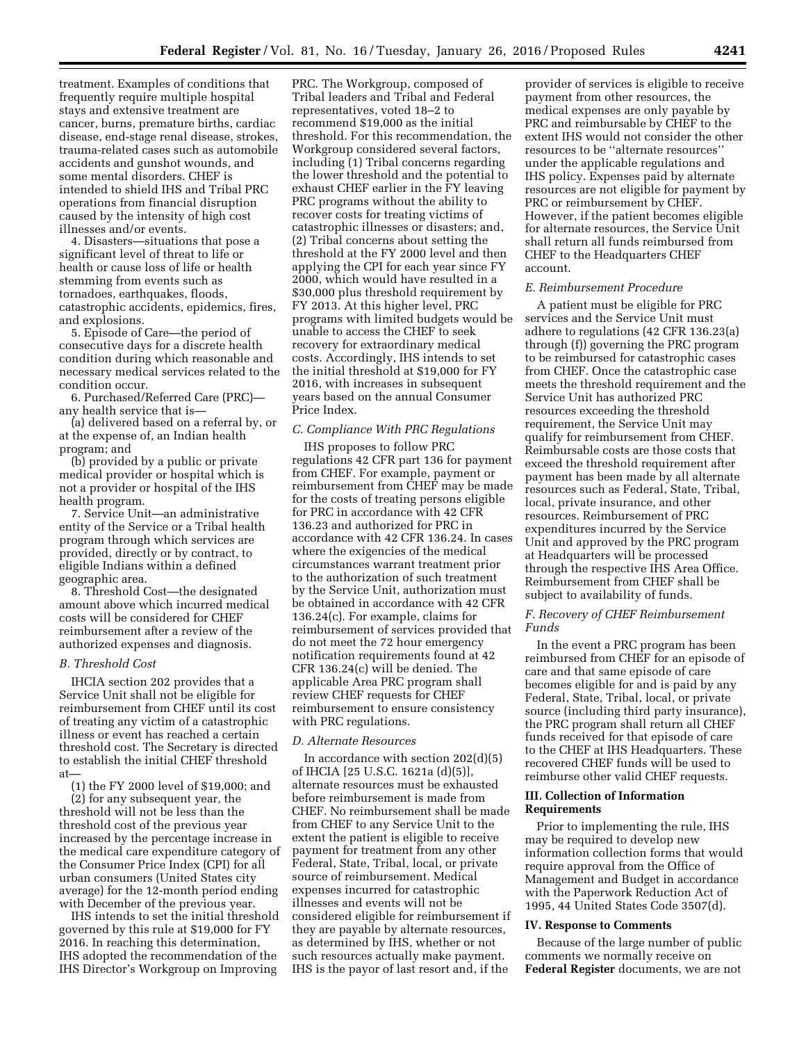treatment. Examples of conditions that frequently require multiple hospital stays and extensive treatment are cancer, burns, premature births, cardiac disease, end-stage renal disease, strokes, trauma-related cases such as automobile accidents and gunshot wounds, and some mental disorders. CHEF is intended to shield IHS and Tribal PRC operations from financial disruption caused by the intensity of high cost illnesses and/or events.

4. Disasters—situations that pose a significant level of threat to life or health or cause loss of life or health stemming from events such as tornadoes, earthquakes, floods, catastrophic accidents, epidemics, fires, and explosions.

5. Episode of Care—the period of consecutive days for a discrete health condition during which reasonable and necessary medical services related to the condition occur.

6. Purchased/Referred Care (PRC)—any health service that is—

(a) delivered based on a referral by, or at the expense of, an Indian health program; and

(b) provided by a public or private medical provider or hospital which is not a provider or hospital of the IHS health program.

7. Service Unit—an administrative entity of the Service or a Tribal health program through which services are provided, directly or by contract, to eligible Indians within a defined geographic area.

8. Threshold Cost—the designated amount above which incurred medical costs will be considered for CHEF reimbursement after a review of the authorized expenses and diagnosis.

### B. Threshold Cost

IHCIA section 202 provides that a Service Unit shall not be eligible for reimbursement from CHEF until its cost of treating any victim of a catastrophic illness or event has reached a certain threshold cost. The Secretary is directed to establish the initial CHEF threshold at—

(1) the FY 2000 level of $19,000; and

(2) for any subsequent year, the threshold will not be less than the threshold cost of the previous year increased by the percentage increase in the medical care expenditure category of the Consumer Price Index (CPI) for all urban consumers (United States city average) for the 12-month period ending with December of the previous year.

IHS intends to set the initial threshold governed by this rule at $19,000 for FY 2016. In reaching this determination, IHS adopted the recommendation of the IHS Director's Workgroup on Improving PRC. The Workgroup, composed of Tribal leaders and Tribal and Federal representatives, voted 18–2 to recommend $19,000 as the initial threshold. For this recommendation, the Workgroup considered several factors, including (1) Tribal concerns regarding the lower threshold and the potential to exhaust CHEF earlier in the FY leaving PRC programs without the ability to recover costs for treating victims of catastrophic illnesses or disasters; and, (2) Tribal concerns about setting the threshold at the FY 2000 level and then applying the CPI for each year since FY 2000, which would have resulted in a $30,000 plus threshold requirement by FY 2013. At this higher level, PRC programs with limited budgets would be unable to access the CHEF to seek recovery for extraordinary medical costs. Accordingly, IHS intends to set the initial threshold at $19,000 for FY 2016, with increases in subsequent years based on the annual Consumer Price Index.

### C. Compliance With PRC Regulations

IHS proposes to follow PRC regulations 42 CFR part 136 for payment from CHEF. For example, payment or reimbursement from CHEF may be made for the costs of treating persons eligible for PRC in accordance with 42 CFR 136.23 and authorized for PRC in accordance with 42 CFR 136.24. In cases where the exigencies of the medical circumstances warrant treatment prior to the authorization of such treatment by the Service Unit, authorization must be obtained in accordance with 42 CFR 136.24(c). For example, claims for reimbursement of services provided that do not meet the 72 hour emergency notification requirements found at 42 CFR 136.24(c) will be denied. The applicable Area PRC program shall review CHEF requests for CHEF reimbursement to ensure consistency with PRC regulations.

### D. Alternate Resources

In accordance with section 202(d)(5) of IHCIA [25 U.S.C. 1621a (d)(5)], alternate resources must be exhausted before reimbursement is made from CHEF. No reimbursement shall be made from CHEF to any Service Unit to the extent the patient is eligible to receive payment for treatment from any other Federal, State, Tribal, local, or private source of reimbursement. Medical expenses incurred for catastrophic illnesses and events will not be considered eligible for reimbursement if they are payable by alternate resources, as determined by IHS, whether or not such resources actually make payment. IHS is the payor of last resort and, if the provider of services is eligible to receive payment from other resources, the medical expenses are only payable by PRC and reimbursable by CHEF to the extent IHS would not consider the other resources to be "alternate resources" under the applicable regulations and IHS policy. Expenses paid by alternate resources are not eligible for payment by PRC or reimbursement by CHEF. However, if the patient becomes eligible for alternate resources, the Service Unit shall return all funds reimbursed from CHEF to the Headquarters CHEF account.

### E. Reimbursement Procedure

A patient must be eligible for PRC services and the Service Unit must adhere to regulations (42 CFR 136.23(a) through (f)) governing the PRC program to be reimbursed for catastrophic cases from CHEF. Once the catastrophic case meets the threshold requirement and the Service Unit has authorized PRC resources exceeding the threshold requirement, the Service Unit may qualify for reimbursement from CHEF. Reimbursable costs are those costs that exceed the threshold requirement after payment has been made by all alternate resources such as Federal, State, Tribal, local, private insurance, and other resources. Reimbursement of PRC expenditures incurred by the Service Unit and approved by the PRC program at Headquarters will be processed through the respective IHS Area Office. Reimbursement from CHEF shall be subject to availability of funds.

### F. Recovery of CHEF Reimbursement Funds

In the event a PRC program has been reimbursed from CHEF for an episode of care and that same episode of care becomes eligible for and is paid by any Federal, State, Tribal, local, or private source (including third party insurance), the PRC program shall return all CHEF funds received for that episode of care to the CHEF at IHS Headquarters. These recovered CHEF funds will be used to reimburse other valid CHEF requests.

## III. Collection of Information Requirements

Prior to implementing the rule, IHS may be required to develop new information collection forms that would require approval from the Office of Management and Budget in accordance with the Paperwork Reduction Act of 1995, 44 United States Code 3507(d).

## IV. Response to Comments

Because of the large number of public comments we normally receive on **Federal Register** documents, we are not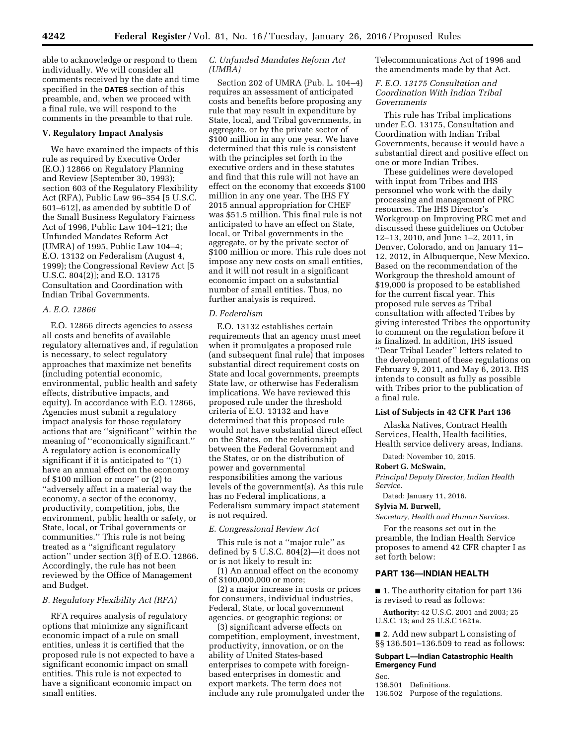able to acknowledge or respond to them individually. We will consider all comments received by the date and time specified in the **DATES** section of this preamble, and, when we proceed with a final rule, we will respond to the comments in the preamble to that rule.

## V. Regulatory Impact Analysis

We have examined the impacts of this rule as required by Executive Order (E.O.) 12866 on Regulatory Planning and Review (September 30, 1993); section 603 of the Regulatory Flexibility Act (RFA), Public Law 96–354 [5 U.S.C. 601–612], as amended by subtitle D of the Small Business Regulatory Fairness Act of 1996, Public Law 104–121; the Unfunded Mandates Reform Act (UMRA) of 1995, Public Law 104–4; E.O. 13132 on Federalism (August 4, 1999); the Congressional Review Act [5 U.S.C. 804(2)]; and E.O. 13175 Consultation and Coordination with Indian Tribal Governments.

### *A. E.O. 12866*

E.O. 12866 directs agencies to assess all costs and benefits of available regulatory alternatives and, if regulation is necessary, to select regulatory approaches that maximize net benefits (including potential economic, environmental, public health and safety effects, distributive impacts, and equity). In accordance with E.O. 12866, Agencies must submit a regulatory impact analysis for those regulatory actions that are ''significant'' within the meaning of ''economically significant.'' A regulatory action is economically significant if it is anticipated to ''(1) have an annual effect on the economy of $100 million or more'' or (2) to ''adversely affect in a material way the economy, a sector of the economy, productivity, competition, jobs, the environment, public health or safety, or State, local, or Tribal governments or communities.'' This rule is not being treated as a ''significant regulatory action'' under section 3(f) of E.O. 12866. Accordingly, the rule has not been reviewed by the Office of Management and Budget.

### *B. Regulatory Flexibility Act (RFA)*

RFA requires analysis of regulatory options that minimize any significant economic impact of a rule on small entities, unless it is certified that the proposed rule is not expected to have a significant economic impact on small entities. This rule is not expected to have a significant economic impact on small entities.

### *C. Unfunded Mandates Reform Act (UMRA)*

Section 202 of UMRA (Pub. L. 104–4) requires an assessment of anticipated costs and benefits before proposing any rule that may result in expenditure by State, local, and Tribal governments, in aggregate, or by the private sector of $100 million in any one year. We have determined that this rule is consistent with the principles set forth in the executive orders and in these statutes and find that this rule will not have an effect on the economy that exceeds $100 million in any one year. The IHS FY 2015 annual appropriation for CHEF was $51.5 million. This final rule is not anticipated to have an effect on State, local, or Tribal governments in the aggregate, or by the private sector of $100 million or more. This rule does not impose any new costs on small entities, and it will not result in a significant economic impact on a substantial number of small entities. Thus, no further analysis is required.

### *D. Federalism*

E.O. 13132 establishes certain requirements that an agency must meet when it promulgates a proposed rule (and subsequent final rule) that imposes substantial direct requirement costs on State and local governments, preempts State law, or otherwise has Federalism implications. We have reviewed this proposed rule under the threshold criteria of E.O. 13132 and have determined that this proposed rule would not have substantial direct effect on the States, on the relationship between the Federal Government and the States, or on the distribution of power and governmental responsibilities among the various levels of the government(s). As this rule has no Federal implications, a Federalism summary impact statement is not required.

### *E. Congressional Review Act*

This rule is not a ''major rule'' as defined by 5 U.S.C. 804(2)—it does not or is not likely to result in:

(1) An annual effect on the economy of $100,000,000 or more;

(2) a major increase in costs or prices for consumers, individual industries, Federal, State, or local government agencies, or geographic regions; or

(3) significant adverse effects on competition, employment, investment, productivity, innovation, or on the ability of United States-based enterprises to compete with foreign-based enterprises in domestic and export markets. The term does not include any rule promulgated under the Telecommunications Act of 1996 and the amendments made by that Act.

### *F. E.O. 13175 Consultation and Coordination With Indian Tribal Governments*

This rule has Tribal implications under E.O. 13175, Consultation and Coordination with Indian Tribal Governments, because it would have a substantial direct and positive effect on one or more Indian Tribes.

These guidelines were developed with input from Tribes and IHS personnel who work with the daily processing and management of PRC resources. The IHS Director's Workgroup on Improving PRC met and discussed these guidelines on October 12–13, 2010, and June 1–2, 2011, in Denver, Colorado, and on January 11–12, 2012, in Albuquerque, New Mexico. Based on the recommendation of the Workgroup the threshold amount of $19,000 is proposed to be established for the current fiscal year. This proposed rule serves as Tribal consultation with affected Tribes by giving interested Tribes the opportunity to comment on the regulation before it is finalized. In addition, IHS issued ''Dear Tribal Leader'' letters related to the development of these regulations on February 9, 2011, and May 6, 2013. IHS intends to consult as fully as possible with Tribes prior to the publication of a final rule.

## List of Subjects in 42 CFR Part 136

Alaska Natives, Contract Health Services, Health, Health facilities, Health service delivery areas, Indians.

Dated: November 10, 2015.

**Robert G. McSwain,**

*Principal Deputy Director, Indian Health Service.*

Dated: January 11, 2016.

**Sylvia M. Burwell,**

*Secretary, Health and Human Services.*

For the reasons set out in the preamble, the Indian Health Service proposes to amend 42 CFR chapter I as set forth below:

## PART 136—INDIAN HEALTH

■ 1. The authority citation for part 136 is revised to read as follows:

**Authority:** 42 U.S.C. 2001 and 2003; 25 U.S.C. 13; and 25 U.S.C 1621a.

■ 2. Add new subpart L consisting of §§ 136.501–136.509 to read as follows:

### Subpart L—Indian Catastrophic Health Emergency Fund

Sec.

136.501 Definitions.

136.502 Purpose of the regulations.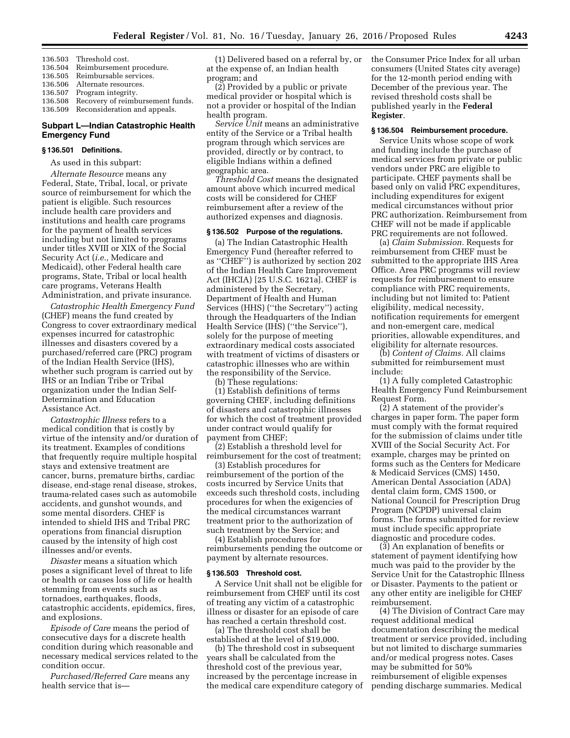136.503 Threshold cost.
136.504 Reimbursement procedure.
136.505 Reimbursable services.
136.506 Alternate resources.
136.507 Program integrity.
136.508 Recovery of reimbursement funds.
136.509 Reconsideration and appeals.

## Subpart L—Indian Catastrophic Health Emergency Fund

### § 136.501 Definitions.

As used in this subpart:

*Alternate Resource* means any Federal, State, Tribal, local, or private source of reimbursement for which the patient is eligible. Such resources include health care providers and institutions and health care programs for the payment of health services including but not limited to programs under titles XVIII or XIX of the Social Security Act (*i.e.,* Medicare and Medicaid), other Federal health care programs, State, Tribal or local health care programs, Veterans Health Administration, and private insurance.

*Catastrophic Health Emergency Fund* (CHEF) means the fund created by Congress to cover extraordinary medical expenses incurred for catastrophic illnesses and disasters covered by a purchased/referred care (PRC) program of the Indian Health Service (IHS), whether such program is carried out by IHS or an Indian Tribe or Tribal organization under the Indian Self-Determination and Education Assistance Act.

*Catastrophic Illness* refers to a medical condition that is costly by virtue of the intensity and/or duration of its treatment. Examples of conditions that frequently require multiple hospital stays and extensive treatment are cancer, burns, premature births, cardiac disease, end-stage renal disease, strokes, trauma-related cases such as automobile accidents, and gunshot wounds, and some mental disorders. CHEF is intended to shield IHS and Tribal PRC operations from financial disruption caused by the intensity of high cost illnesses and/or events.

*Disaster* means a situation which poses a significant level of threat to life or health or causes loss of life or health stemming from events such as tornadoes, earthquakes, floods, catastrophic accidents, epidemics, fires, and explosions.

*Episode of Care* means the period of consecutive days for a discrete health condition during which reasonable and necessary medical services related to the condition occur.

*Purchased/Referred Care* means any health service that is—

(1) Delivered based on a referral by, or at the expense of, an Indian health program; and

(2) Provided by a public or private medical provider or hospital which is not a provider or hospital of the Indian health program.

*Service Unit* means an administrative entity of the Service or a Tribal health program through which services are provided, directly or by contract, to eligible Indians within a defined geographic area.

*Threshold Cost* means the designated amount above which incurred medical costs will be considered for CHEF reimbursement after a review of the authorized expenses and diagnosis.

### § 136.502 Purpose of the regulations.

(a) The Indian Catastrophic Health Emergency Fund (hereafter referred to as ''CHEF'') is authorized by section 202 of the Indian Health Care Improvement Act (IHCIA) [25 U.S.C. 1621a]. CHEF is administered by the Secretary, Department of Health and Human Services (HHS) (''the Secretary'') acting through the Headquarters of the Indian Health Service (IHS) (''the Service''), solely for the purpose of meeting extraordinary medical costs associated with treatment of victims of disasters or catastrophic illnesses who are within the responsibility of the Service.

(b) These regulations:

(1) Establish definitions of terms governing CHEF, including definitions of disasters and catastrophic illnesses for which the cost of treatment provided under contract would qualify for payment from CHEF;

(2) Establish a threshold level for reimbursement for the cost of treatment;

(3) Establish procedures for reimbursement of the portion of the costs incurred by Service Units that exceeds such threshold costs, including procedures for when the exigencies of the medical circumstances warrant treatment prior to the authorization of such treatment by the Service; and

(4) Establish procedures for reimbursements pending the outcome or payment by alternate resources.

### § 136.503 Threshold cost.

A Service Unit shall not be eligible for reimbursement from CHEF until its cost of treating any victim of a catastrophic illness or disaster for an episode of care has reached a certain threshold cost.

(a) The threshold cost shall be established at the level of $19,000.

(b) The threshold cost in subsequent years shall be calculated from the threshold cost of the previous year, increased by the percentage increase in the medical care expenditure category of the Consumer Price Index for all urban consumers (United States city average) for the 12-month period ending with December of the previous year. The revised threshold costs shall be published yearly in the **Federal Register**.

### § 136.504 Reimbursement procedure.

Service Units whose scope of work and funding include the purchase of medical services from private or public vendors under PRC are eligible to participate. CHEF payments shall be based only on valid PRC expenditures, including expenditures for exigent medical circumstances without prior PRC authorization. Reimbursement from CHEF will not be made if applicable PRC requirements are not followed.

(a) *Claim Submission.* Requests for reimbursement from CHEF must be submitted to the appropriate IHS Area Office. Area PRC programs will review requests for reimbursement to ensure compliance with PRC requirements, including but not limited to: Patient eligibility, medical necessity, notification requirements for emergent and non-emergent care, medical priorities, allowable expenditures, and eligibility for alternate resources.

(b) *Content of Claims.* All claims submitted for reimbursement must include:

(1) A fully completed Catastrophic Health Emergency Fund Reimbursement Request Form.

(2) A statement of the provider's charges in paper form. The paper form must comply with the format required for the submission of claims under title XVIII of the Social Security Act. For example, charges may be printed on forms such as the Centers for Medicare & Medicaid Services (CMS) 1450, American Dental Association (ADA) dental claim form, CMS 1500, or National Council for Prescription Drug Program (NCPDP) universal claim forms. The forms submitted for review must include specific appropriate diagnostic and procedure codes.

(3) An explanation of benefits or statement of payment identifying how much was paid to the provider by the Service Unit for the Catastrophic Illness or Disaster. Payments to the patient or any other entity are ineligible for CHEF reimbursement.

(4) The Division of Contract Care may request additional medical documentation describing the medical treatment or service provided, including but not limited to discharge summaries and/or medical progress notes. Cases may be submitted for 50% reimbursement of eligible expenses pending discharge summaries. Medical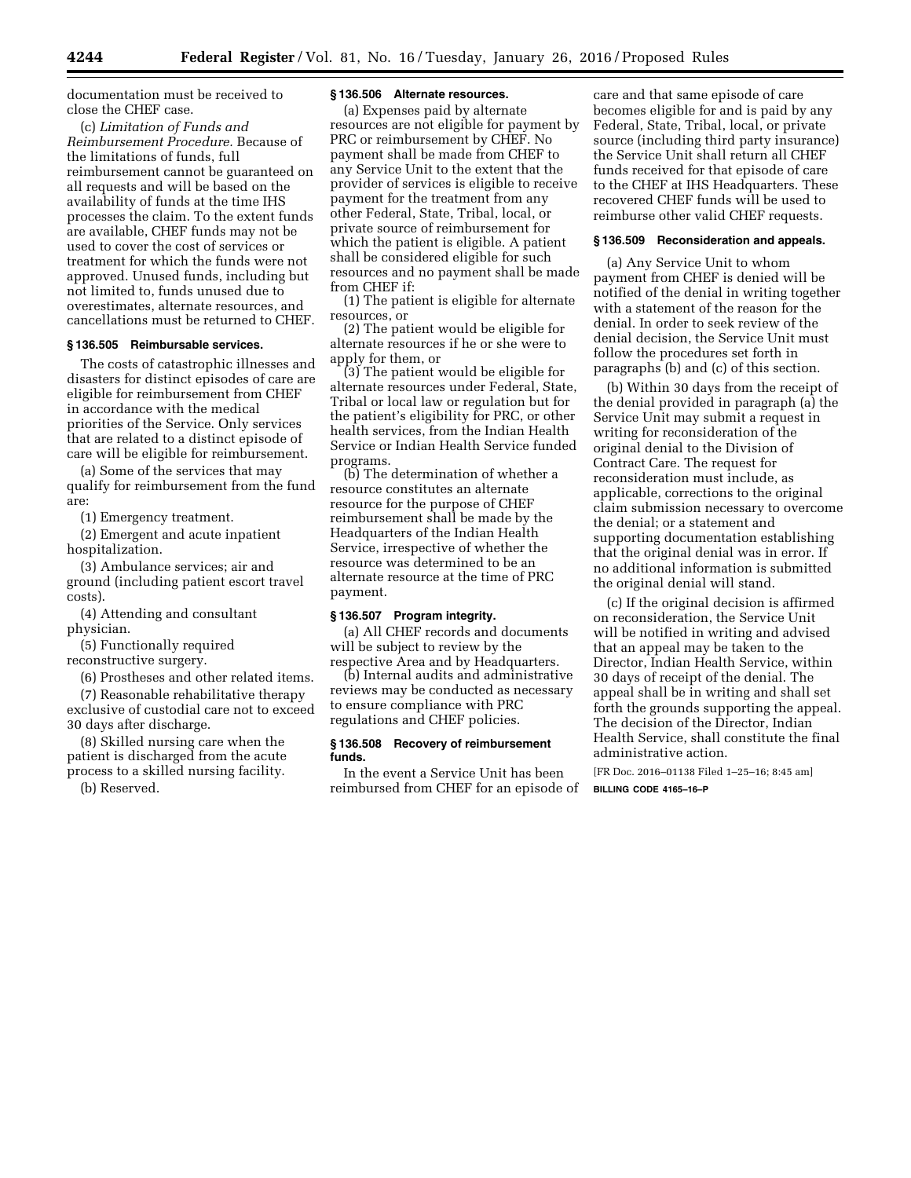documentation must be received to close the CHEF case.

(c) *Limitation of Funds and Reimbursement Procedure.* Because of the limitations of funds, full reimbursement cannot be guaranteed on all requests and will be based on the availability of funds at the time IHS processes the claim. To the extent funds are available, CHEF funds may not be used to cover the cost of services or treatment for which the funds were not approved. Unused funds, including but not limited to, funds unused due to overestimates, alternate resources, and cancellations must be returned to CHEF.

### § 136.505 Reimbursable services.

The costs of catastrophic illnesses and disasters for distinct episodes of care are eligible for reimbursement from CHEF in accordance with the medical priorities of the Service. Only services that are related to a distinct episode of care will be eligible for reimbursement.

(a) Some of the services that may qualify for reimbursement from the fund are:

(1) Emergency treatment.

(2) Emergent and acute inpatient hospitalization.

(3) Ambulance services; air and ground (including patient escort travel costs).

(4) Attending and consultant physician.

(5) Functionally required reconstructive surgery.

(6) Prostheses and other related items.

(7) Reasonable rehabilitative therapy exclusive of custodial care not to exceed 30 days after discharge.

(8) Skilled nursing care when the patient is discharged from the acute process to a skilled nursing facility.

(b) Reserved.

### § 136.506 Alternate resources.

(a) Expenses paid by alternate resources are not eligible for payment by PRC or reimbursement by CHEF. No payment shall be made from CHEF to any Service Unit to the extent that the provider of services is eligible to receive payment for the treatment from any other Federal, State, Tribal, local, or private source of reimbursement for which the patient is eligible. A patient shall be considered eligible for such resources and no payment shall be made from CHEF if:

(1) The patient is eligible for alternate resources, or

(2) The patient would be eligible for alternate resources if he or she were to apply for them, or

(3) The patient would be eligible for alternate resources under Federal, State, Tribal or local law or regulation but for the patient's eligibility for PRC, or other health services, from the Indian Health Service or Indian Health Service funded programs.

(b) The determination of whether a resource constitutes an alternate resource for the purpose of CHEF reimbursement shall be made by the Headquarters of the Indian Health Service, irrespective of whether the resource was determined to be an alternate resource at the time of PRC payment.

### § 136.507 Program integrity.

(a) All CHEF records and documents will be subject to review by the respective Area and by Headquarters.

(b) Internal audits and administrative reviews may be conducted as necessary to ensure compliance with PRC regulations and CHEF policies.

### § 136.508 Recovery of reimbursement funds.

In the event a Service Unit has been reimbursed from CHEF for an episode of care and that same episode of care becomes eligible for and is paid by any Federal, State, Tribal, local, or private source (including third party insurance) the Service Unit shall return all CHEF funds received for that episode of care to the CHEF at IHS Headquarters. These recovered CHEF funds will be used to reimburse other valid CHEF requests.

### § 136.509 Reconsideration and appeals.

(a) Any Service Unit to whom payment from CHEF is denied will be notified of the denial in writing together with a statement of the reason for the denial. In order to seek review of the denial decision, the Service Unit must follow the procedures set forth in paragraphs (b) and (c) of this section.

(b) Within 30 days from the receipt of the denial provided in paragraph (a) the Service Unit may submit a request in writing for reconsideration of the original denial to the Division of Contract Care. The request for reconsideration must include, as applicable, corrections to the original claim submission necessary to overcome the denial; or a statement and supporting documentation establishing that the original denial was in error. If no additional information is submitted the original denial will stand.

(c) If the original decision is affirmed on reconsideration, the Service Unit will be notified in writing and advised that an appeal may be taken to the Director, Indian Health Service, within 30 days of receipt of the denial. The appeal shall be in writing and shall set forth the grounds supporting the appeal. The decision of the Director, Indian Health Service, shall constitute the final administrative action.

[FR Doc. 2016–01138 Filed 1–25–16; 8:45 am]

**BILLING CODE 4165–16–P**